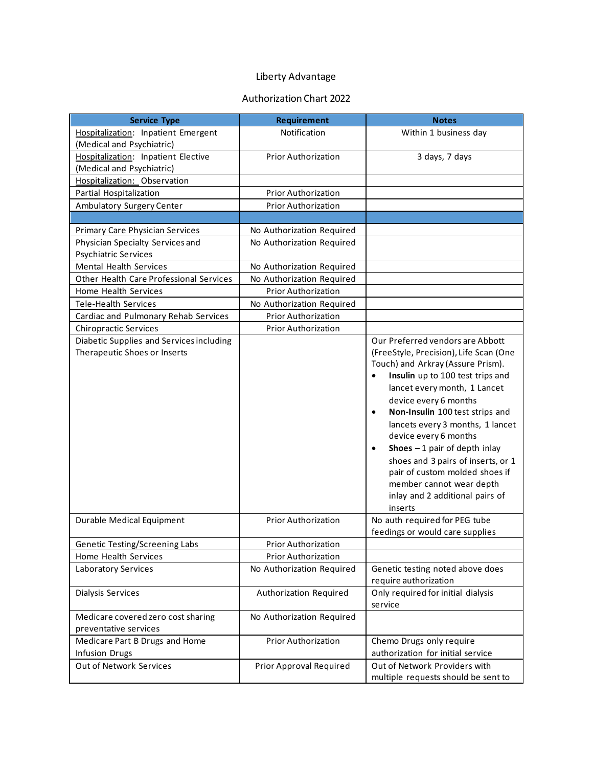Liberty Advantage

Authorization Chart 2022

| Service Type | Requirement | Notes |
|---|---|---|
| Hospitalization: Inpatient Emergent (Medical and Psychiatric) | Notification | Within 1 business day |
| Hospitalization: Inpatient Elective (Medical and Psychiatric) | Prior Authorization | 3 days, 7 days |
| Hospitalization: Observation | | |
| Partial Hospitalization | Prior Authorization | |
| Ambulatory Surgery Center | Prior Authorization | |
| | | |
| Primary Care Physician Services | No Authorization Required | |
| Physician Specialty Services and Psychiatric Services | No Authorization Required | |
| Mental Health Services | No Authorization Required | |
| Other Health Care Professional Services | No Authorization Required | |
| Home Health Services | Prior Authorization | |
| Tele-Health Services | No Authorization Required | |
| Cardiac and Pulmonary Rehab Services | Prior Authorization | |
| Chiropractic Services | Prior Authorization | |
| Diabetic Supplies and Services including Therapeutic Shoes or Inserts | | Our Preferred vendors are Abbott (FreeStyle, Precision), Life Scan (One Touch) and Arkray (Assure Prism).<br>• **Insulin** up to 100 test trips and lancet every month, 1 Lancet device every 6 months<br>• **Non-Insulin** 100 test strips and lancets every 3 months, 1 lancet device every 6 months<br>• **Shoes –** 1 pair of depth inlay shoes and 3 pairs of inserts, or 1 pair of custom molded shoes if member cannot wear depth inlay and 2 additional pairs of inserts |
| Durable Medical Equipment | Prior Authorization | No auth required for PEG tube feedings or would care supplies |
| Genetic Testing/Screening Labs | Prior Authorization | |
| Home Health Services | Prior Authorization | |
| Laboratory Services | No Authorization Required | Genetic testing noted above does require authorization |
| Dialysis Services | Authorization Required | Only required for initial dialysis service |
| Medicare covered zero cost sharing preventative services | No Authorization Required | |
| Medicare Part B Drugs and Home Infusion Drugs | Prior Authorization | Chemo Drugs only require authorization for initial service |
| Out of Network Services | Prior Approval Required | Out of Network Providers with multiple requests should be sent to |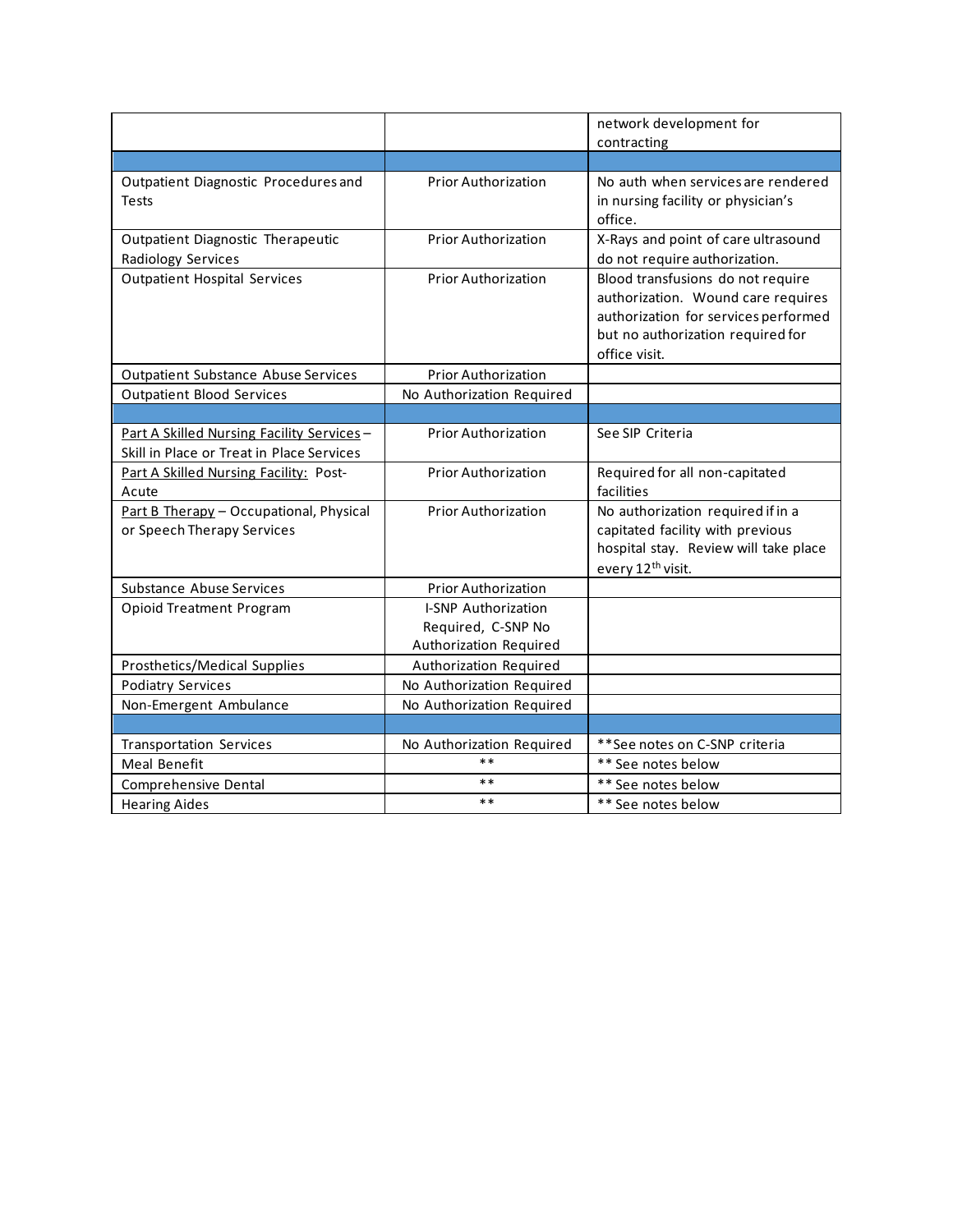| | | |
|---|---|---|
| | | network development for contracting |
| | | |
| Outpatient Diagnostic Procedures and Tests | Prior Authorization | No auth when services are rendered in nursing facility or physician's office. |
| Outpatient Diagnostic Therapeutic Radiology Services | Prior Authorization | X-Rays and point of care ultrasound do not require authorization. |
| Outpatient Hospital Services | Prior Authorization | Blood transfusions do not require authorization. Wound care requires authorization for services performed but no authorization required for office visit. |
| Outpatient Substance Abuse Services | Prior Authorization | |
| Outpatient Blood Services | No Authorization Required | |
| | | |
| Part A Skilled Nursing Facility Services – Skill in Place or Treat in Place Services | Prior Authorization | See SIP Criteria |
| Part A Skilled Nursing Facility: Post-Acute | Prior Authorization | Required for all non-capitated facilities |
| Part B Therapy – Occupational, Physical or Speech Therapy Services | Prior Authorization | No authorization required if in a capitated facility with previous hospital stay. Review will take place every 12th visit. |
| Substance Abuse Services | Prior Authorization | |
| Opioid Treatment Program | I-SNP Authorization Required, C-SNP No Authorization Required | |
| Prosthetics/Medical Supplies | Authorization Required | |
| Podiatry Services | No Authorization Required | |
| Non-Emergent Ambulance | No Authorization Required | |
| | | |
| Transportation Services | No Authorization Required | **See notes on C-SNP criteria |
| Meal Benefit | ** | ** See notes below |
| Comprehensive Dental | ** | ** See notes below |
| Hearing Aides | ** | ** See notes below |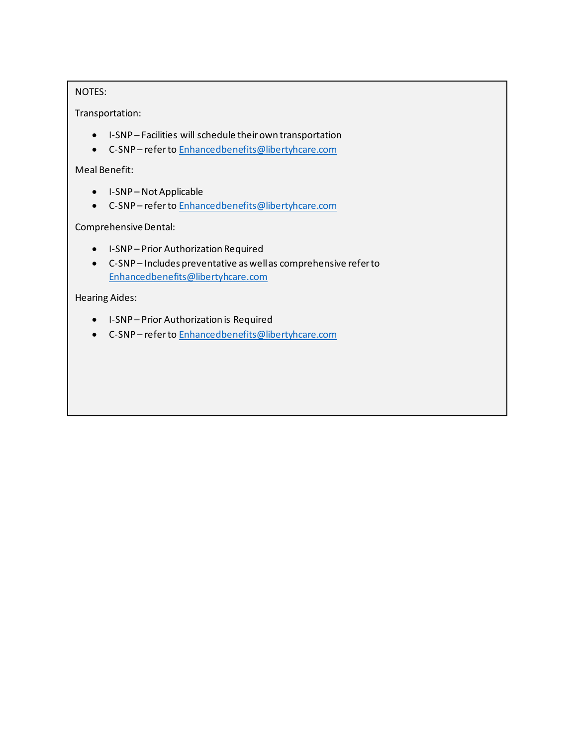NOTES:

Transportation:

- I-SNP – Facilities will schedule their own transportation
- C-SNP – refer to Enhancedbenefits@libertyhcare.com

Meal Benefit:

- I-SNP – Not Applicable
- C-SNP – refer to Enhancedbenefits@libertyhcare.com

Comprehensive Dental:

- I-SNP – Prior Authorization Required
- C-SNP – Includes preventative as well as comprehensive refer to Enhancedbenefits@libertyhcare.com

Hearing Aides:

- I-SNP – Prior Authorization is Required
- C-SNP – refer to Enhancedbenefits@libertyhcare.com